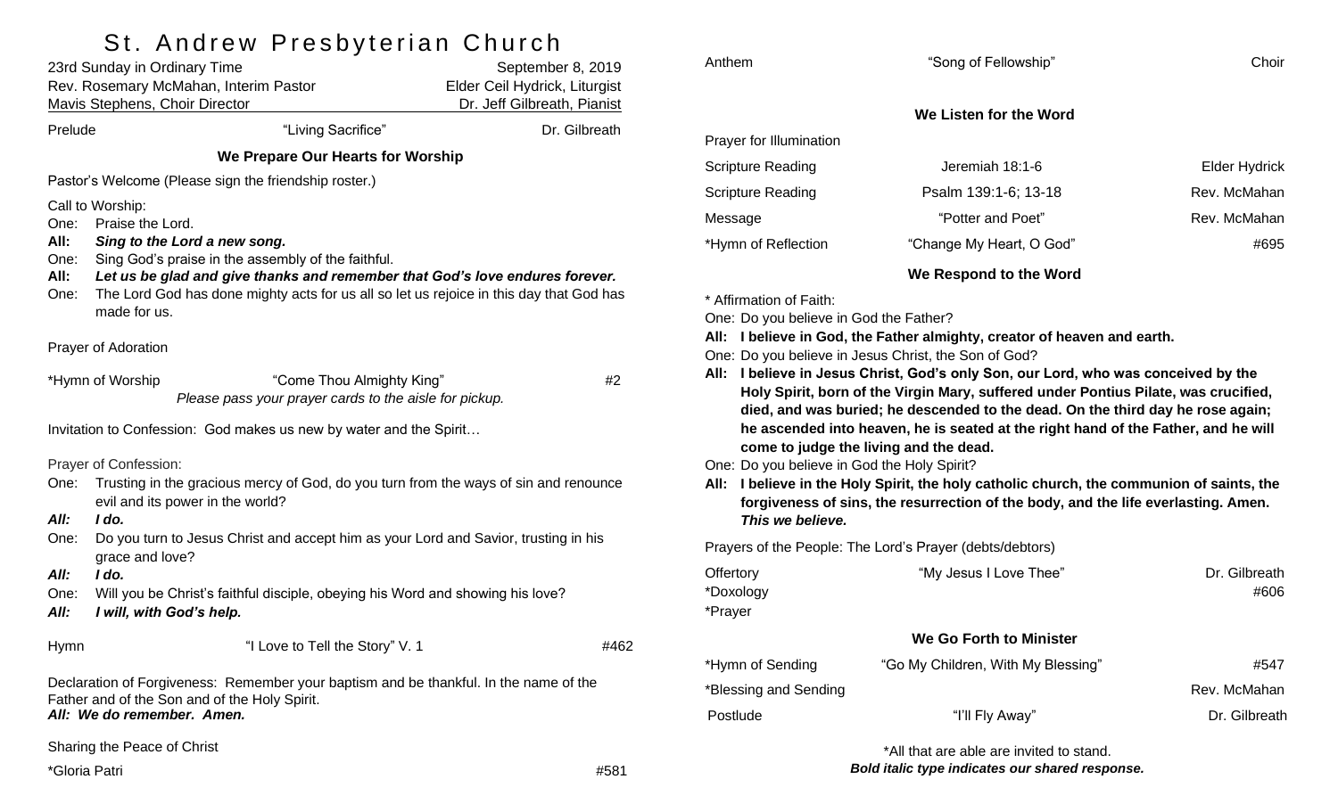# St. Andrew Presbyterian Church

| | |
|---|---|
| 23rd Sunday in Ordinary Time | September 8, 2019 |
| Rev. Rosemary McMahan, Interim Pastor | Elder Ceil Hydrick, Liturgist |
| Mavis Stephens, Choir Director | Dr. Jeff Gilbreath, Pianist |

Prelude "Living Sacrifice" Dr. Gilbreath

## We Prepare Our Hearts for Worship

Pastor's Welcome (Please sign the friendship roster.)

Call to Worship:

One: Praise the Lord.

**All:** ***Sing to the Lord a new song.***

One: Sing God's praise in the assembly of the faithful.

**All:** ***Let us be glad and give thanks and remember that God's love endures forever.***

One: The Lord God has done mighty acts for us all so let us rejoice in this day that God has made for us.

Prayer of Adoration

*Hymn of Worship "Come Thou Almighty King" #2

*Please pass your prayer cards to the aisle for pickup.*

Invitation to Confession: God makes us new by water and the Spirit…

Prayer of Confession:

One: Trusting in the gracious mercy of God, do you turn from the ways of sin and renounce evil and its power in the world?

***All: I do.***

One: Do you turn to Jesus Christ and accept him as your Lord and Savior, trusting in his grace and love?

***All: I do.***

One: Will you be Christ's faithful disciple, obeying his Word and showing his love?

***All: I will, with God's help.***

Hymn "I Love to Tell the Story" V. 1 #462

Declaration of Forgiveness: Remember your baptism and be thankful. In the name of the Father and of the Son and of the Holy Spirit.

***All: We do remember. Amen.***

Sharing the Peace of Christ

*Gloria Patri #581

Anthem "Song of Fellowship" Choir

## We Listen for the Word

Prayer for Illumination

| | | |
|---|---|---|
| Scripture Reading | Jeremiah 18:1-6 | Elder Hydrick |
| Scripture Reading | Psalm 139:1-6; 13-18 | Rev. McMahan |
| Message | "Potter and Poet" | Rev. McMahan |
| *Hymn of Reflection | "Change My Heart, O God" | #695 |

## We Respond to the Word

\* Affirmation of Faith:

One: Do you believe in God the Father?

**All: I believe in God, the Father almighty, creator of heaven and earth.**

One: Do you believe in Jesus Christ, the Son of God?

**All: I believe in Jesus Christ, God's only Son, our Lord, who was conceived by the Holy Spirit, born of the Virgin Mary, suffered under Pontius Pilate, was crucified, died, and was buried; he descended to the dead. On the third day he rose again; he ascended into heaven, he is seated at the right hand of the Father, and he will come to judge the living and the dead.**

One: Do you believe in God the Holy Spirit?

**All: I believe in the Holy Spirit, the holy catholic church, the communion of saints, the forgiveness of sins, the resurrection of the body, and the life everlasting. Amen.** ***This we believe.***

Prayers of the People: The Lord's Prayer (debts/debtors)

| | | |
|---|---|---|
| Offertory | "My Jesus I Love Thee" | Dr. Gilbreath |
| *Doxology | | #606 |
| *Prayer | | |

## We Go Forth to Minister

| | | |
|---|---|---|
| *Hymn of Sending | "Go My Children, With My Blessing" | #547 |
| *Blessing and Sending | | Rev. McMahan |
| Postlude | "I'll Fly Away" | Dr. Gilbreath |

*All that are able are invited to stand.

***Bold italic type indicates our shared response.***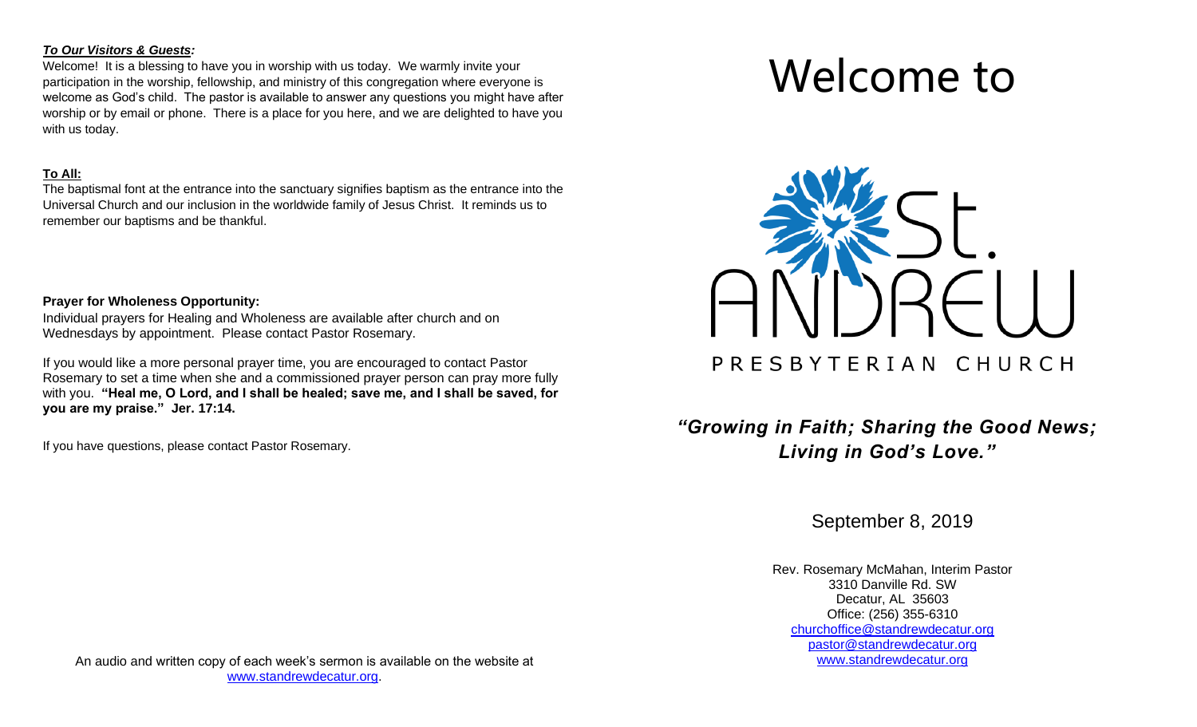***To Our Visitors & Guests:***

Welcome! It is a blessing to have you in worship with us today. We warmly invite your participation in the worship, fellowship, and ministry of this congregation where everyone is welcome as God's child. The pastor is available to answer any questions you might have after worship or by email or phone. There is a place for you here, and we are delighted to have you with us today.

**To All:**

The baptismal font at the entrance into the sanctuary signifies baptism as the entrance into the Universal Church and our inclusion in the worldwide family of Jesus Christ. It reminds us to remember our baptisms and be thankful.

**Prayer for Wholeness Opportunity:**

Individual prayers for Healing and Wholeness are available after church and on Wednesdays by appointment. Please contact Pastor Rosemary.

If you would like a more personal prayer time, you are encouraged to contact Pastor Rosemary to set a time when she and a commissioned prayer person can pray more fully with you. **"Heal me, O Lord, and I shall be healed; save me, and I shall be saved, for you are my praise." Jer. 17:14.**

If you have questions, please contact Pastor Rosemary.

An audio and written copy of each week's sermon is available on the website at www.standrewdecatur.org.

# Welcome to

St. ANDREW

PRESBYTERIAN CHURCH

***"Growing in Faith; Sharing the Good News; Living in God's Love."***

September 8, 2019

Rev. Rosemary McMahan, Interim Pastor
3310 Danville Rd. SW
Decatur, AL 35603
Office: (256) 355-6310
churchoffice@standrewdecatur.org
pastor@standrewdecatur.org
www.standrewdecatur.org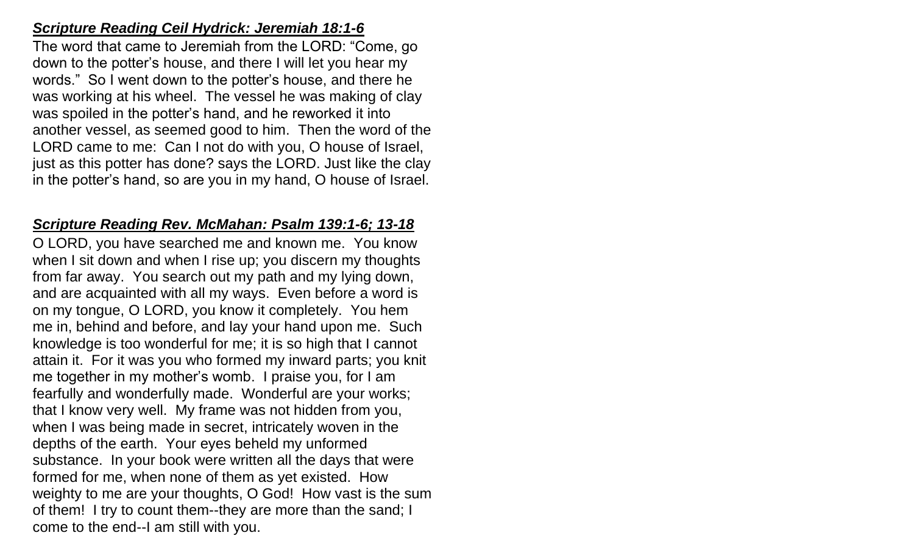***Scripture Reading Ceil Hydrick: Jeremiah 18:1-6***

The word that came to Jeremiah from the LORD: "Come, go down to the potter's house, and there I will let you hear my words." So I went down to the potter's house, and there he was working at his wheel. The vessel he was making of clay was spoiled in the potter's hand, and he reworked it into another vessel, as seemed good to him. Then the word of the LORD came to me: Can I not do with you, O house of Israel, just as this potter has done? says the LORD. Just like the clay in the potter's hand, so are you in my hand, O house of Israel.

***Scripture Reading Rev. McMahan: Psalm 139:1-6; 13-18***

O LORD, you have searched me and known me. You know when I sit down and when I rise up; you discern my thoughts from far away. You search out my path and my lying down, and are acquainted with all my ways. Even before a word is on my tongue, O LORD, you know it completely. You hem me in, behind and before, and lay your hand upon me. Such knowledge is too wonderful for me; it is so high that I cannot attain it. For it was you who formed my inward parts; you knit me together in my mother's womb. I praise you, for I am fearfully and wonderfully made. Wonderful are your works; that I know very well. My frame was not hidden from you, when I was being made in secret, intricately woven in the depths of the earth. Your eyes beheld my unformed substance. In your book were written all the days that were formed for me, when none of them as yet existed. How weighty to me are your thoughts, O God! How vast is the sum of them! I try to count them--they are more than the sand; I come to the end--I am still with you.